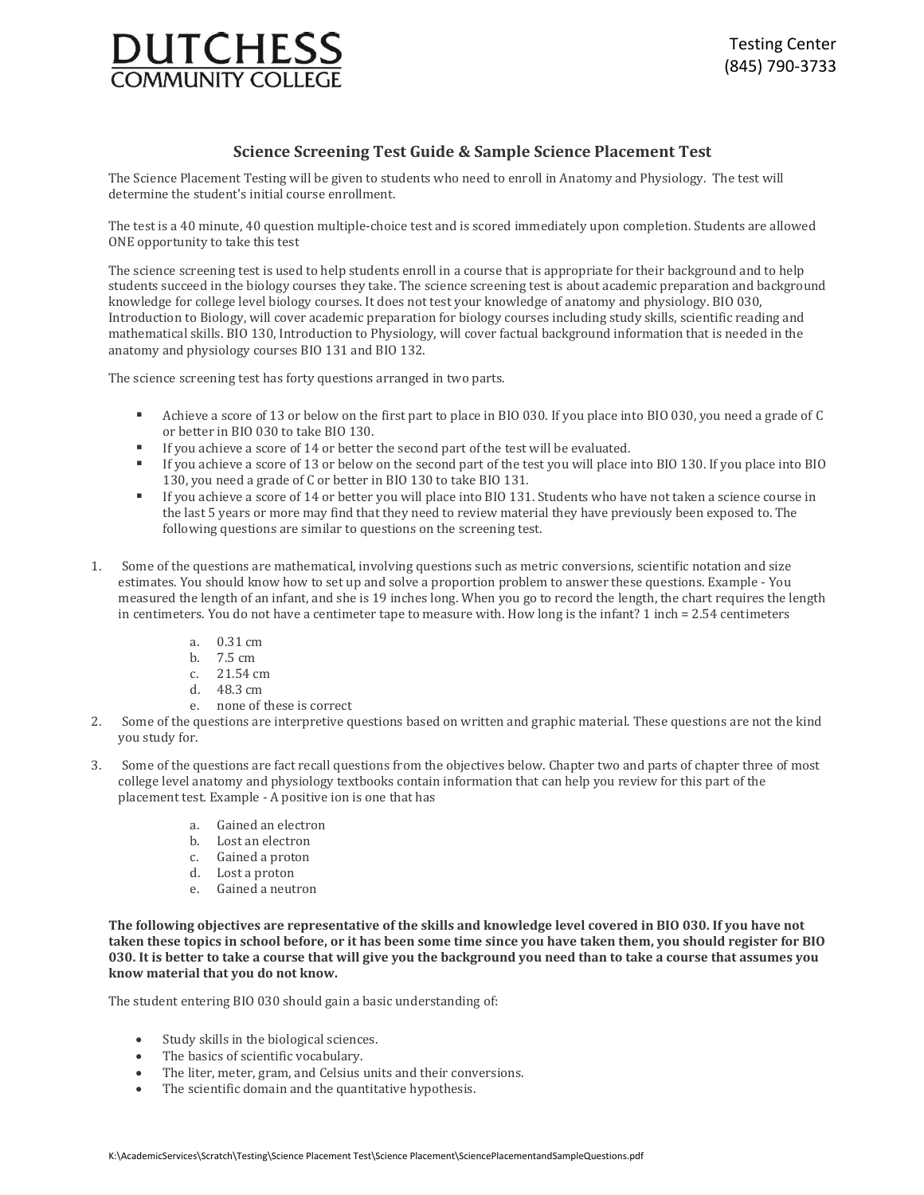# DUTCHESS COMMUNITY COLLEGE

Testing Center
(845) 790-3733

## Science Screening Test Guide & Sample Science Placement Test

The Science Placement Testing will be given to students who need to enroll in Anatomy and Physiology. The test will determine the student's initial course enrollment.

The test is a 40 minute, 40 question multiple-choice test and is scored immediately upon completion. Students are allowed ONE opportunity to take this test

The science screening test is used to help students enroll in a course that is appropriate for their background and to help students succeed in the biology courses they take. The science screening test is about academic preparation and background knowledge for college level biology courses. It does not test your knowledge of anatomy and physiology. BIO 030, Introduction to Biology, will cover academic preparation for biology courses including study skills, scientific reading and mathematical skills. BIO 130, Introduction to Physiology, will cover factual background information that is needed in the anatomy and physiology courses BIO 131 and BIO 132.

The science screening test has forty questions arranged in two parts.

- Achieve a score of 13 or below on the first part to place in BIO 030. If you place into BIO 030, you need a grade of C or better in BIO 030 to take BIO 130.
- If you achieve a score of 14 or better the second part of the test will be evaluated.
- If you achieve a score of 13 or below on the second part of the test you will place into BIO 130. If you place into BIO 130, you need a grade of C or better in BIO 130 to take BIO 131.
- If you achieve a score of 14 or better you will place into BIO 131. Students who have not taken a science course in the last 5 years or more may find that they need to review material they have previously been exposed to. The following questions are similar to questions on the screening test.

1. Some of the questions are mathematical, involving questions such as metric conversions, scientific notation and size estimates. You should know how to set up and solve a proportion problem to answer these questions. Example - You measured the length of an infant, and she is 19 inches long. When you go to record the length, the chart requires the length in centimeters. You do not have a centimeter tape to measure with. How long is the infant? 1 inch = 2.54 centimeters

   a. 0.31 cm
   b. 7.5 cm
   c. 21.54 cm
   d. 48.3 cm
   e. none of these is correct

2. Some of the questions are interpretive questions based on written and graphic material. These questions are not the kind you study for.

3. Some of the questions are fact recall questions from the objectives below. Chapter two and parts of chapter three of most college level anatomy and physiology textbooks contain information that can help you review for this part of the placement test. Example - A positive ion is one that has

   a. Gained an electron
   b. Lost an electron
   c. Gained a proton
   d. Lost a proton
   e. Gained a neutron

**The following objectives are representative of the skills and knowledge level covered in BIO 030. If you have not taken these topics in school before, or it has been some time since you have taken them, you should register for BIO 030. It is better to take a course that will give you the background you need than to take a course that assumes you know material that you do not know.**

The student entering BIO 030 should gain a basic understanding of:

- Study skills in the biological sciences.
- The basics of scientific vocabulary.
- The liter, meter, gram, and Celsius units and their conversions.
- The scientific domain and the quantitative hypothesis.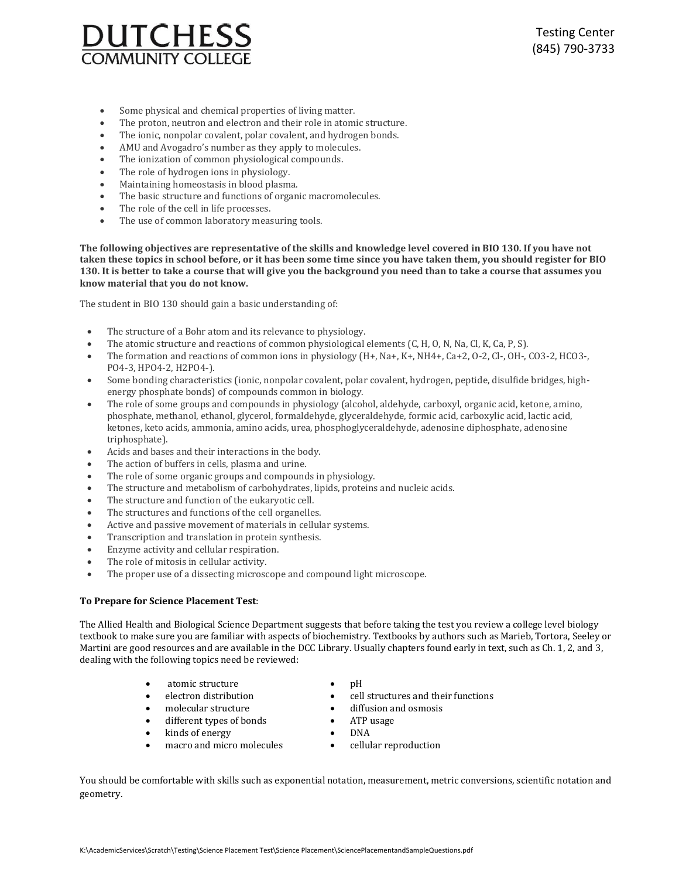- Some physical and chemical properties of living matter.
- The proton, neutron and electron and their role in atomic structure.
- The ionic, nonpolar covalent, polar covalent, and hydrogen bonds.
- AMU and Avogadro's number as they apply to molecules.
- The ionization of common physiological compounds.
- The role of hydrogen ions in physiology.
- Maintaining homeostasis in blood plasma.
- The basic structure and functions of organic macromolecules.
- The role of the cell in life processes.
- The use of common laboratory measuring tools.

**The following objectives are representative of the skills and knowledge level covered in BIO 130. If you have not taken these topics in school before, or it has been some time since you have taken them, you should register for BIO 130. It is better to take a course that will give you the background you need than to take a course that assumes you know material that you do not know.**

The student in BIO 130 should gain a basic understanding of:

- The structure of a Bohr atom and its relevance to physiology.
- The atomic structure and reactions of common physiological elements (C, H, O, N, Na, Cl, K, Ca, P, S).
- The formation and reactions of common ions in physiology ($H^+$, $Na^+$, $K^+$, $NH_4^+$, $Ca^{+2}$, $O^{-2}$, $Cl^-$, $OH^-$, $CO_3^{-2}$, $HCO_3^-$, $PO_4^{-3}$, $HPO_4^{-2}$, $H_2PO_4^-$).
- Some bonding characteristics (ionic, nonpolar covalent, polar covalent, hydrogen, peptide, disulfide bridges, high-energy phosphate bonds) of compounds common in biology.
- The role of some groups and compounds in physiology (alcohol, aldehyde, carboxyl, organic acid, ketone, amino, phosphate, methanol, ethanol, glycerol, formaldehyde, glyceraldehyde, formic acid, carboxylic acid, lactic acid, ketones, keto acids, ammonia, amino acids, urea, phosphoglyceraldehyde, adenosine diphosphate, adenosine triphosphate).
- Acids and bases and their interactions in the body.
- The action of buffers in cells, plasma and urine.
- The role of some organic groups and compounds in physiology.
- The structure and metabolism of carbohydrates, lipids, proteins and nucleic acids.
- The structure and function of the eukaryotic cell.
- The structures and functions of the cell organelles.
- Active and passive movement of materials in cellular systems.
- Transcription and translation in protein synthesis.
- Enzyme activity and cellular respiration.
- The role of mitosis in cellular activity.
- The proper use of a dissecting microscope and compound light microscope.

**To Prepare for Science Placement Test**:

The Allied Health and Biological Science Department suggests that before taking the test you review a college level biology textbook to make sure you are familiar with aspects of biochemistry. Textbooks by authors such as Marieb, Tortora, Seeley or Martini are good resources and are available in the DCC Library. Usually chapters found early in text, such as Ch. 1, 2, and 3, dealing with the following topics need be reviewed:

- atomic structure
- electron distribution
- molecular structure
- different types of bonds
- kinds of energy
- macro and micro molecules
- pH
- cell structures and their functions
- diffusion and osmosis
- ATP usage
- DNA
- cellular reproduction

You should be comfortable with skills such as exponential notation, measurement, metric conversions, scientific notation and geometry.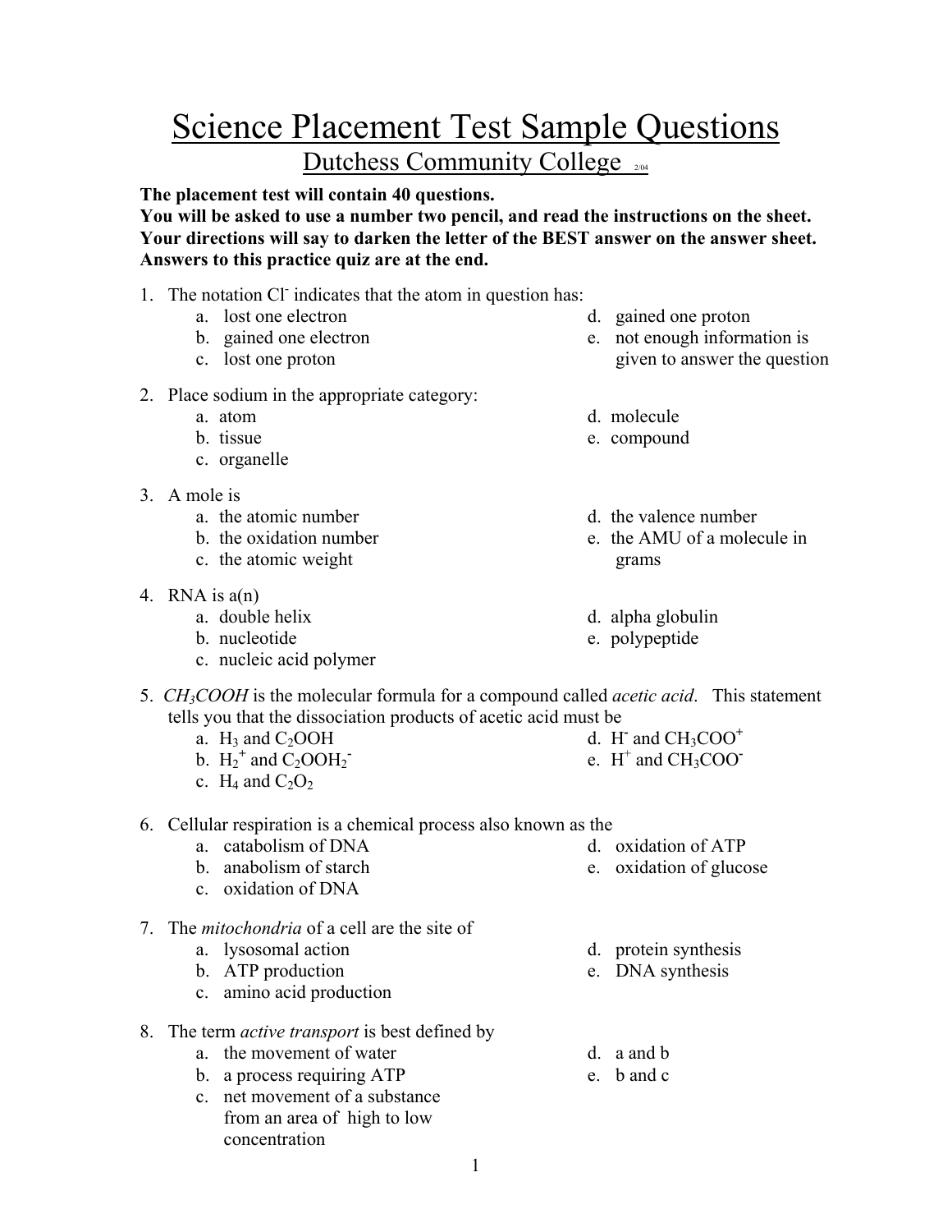# Science Placement Test Sample Questions

## Dutchess Community College 2/04

**The placement test will contain 40 questions.**
**You will be asked to use a number two pencil, and read the instructions on the sheet.**
**Your directions will say to darken the letter of the BEST answer on the answer sheet.**
**Answers to this practice quiz are at the end.**

1. The notation $Cl^-$ indicates that the atom in question has:
   a. lost one electron
   b. gained one electron
   c. lost one proton
   d. gained one proton
   e. not enough information is given to answer the question

2. Place sodium in the appropriate category:
   a. atom
   b. tissue
   c. organelle
   d. molecule
   e. compound

3. A mole is
   a. the atomic number
   b. the oxidation number
   c. the atomic weight
   d. the valence number
   e. the AMU of a molecule in grams

4. RNA is a(n)
   a. double helix
   b. nucleotide
   c. nucleic acid polymer
   d. alpha globulin
   e. polypeptide

5. *$CH_3COOH$* is the molecular formula for a compound called *acetic acid*. This statement tells you that the dissociation products of acetic acid must be
   a. $H_3$ and $C_2OOH$
   b. $H_2^+$ and $C_2OOH_2^-$
   c. $H_4$ and $C_2O_2$
   d. $H^-$ and $CH_3COO^+$
   e. $H^+$ and $CH_3COO^-$

6. Cellular respiration is a chemical process also known as the
   a. catabolism of DNA
   b. anabolism of starch
   c. oxidation of DNA
   d. oxidation of ATP
   e. oxidation of glucose

7. The *mitochondria* of a cell are the site of
   a. lysosomal action
   b. ATP production
   c. amino acid production
   d. protein synthesis
   e. DNA synthesis

8. The term *active transport* is best defined by
   a. the movement of water
   b. a process requiring ATP
   c. net movement of a substance from an area of high to low concentration
   d. a and b
   e. b and c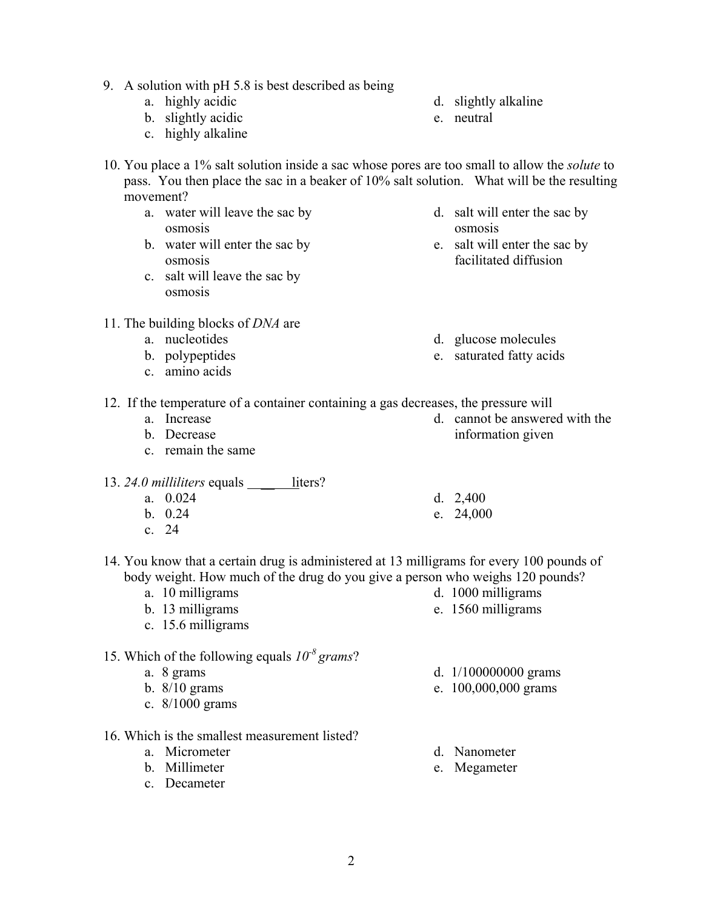9. A solution with pH 5.8 is best described as being
    a. highly acidic
    b. slightly acidic
    c. highly alkaline
    d. slightly alkaline
    e. neutral

10. You place a 1% salt solution inside a sac whose pores are too small to allow the *solute* to pass. You then place the sac in a beaker of 10% salt solution. What will be the resulting movement?
    a. water will leave the sac by osmosis
    b. water will enter the sac by osmosis
    c. salt will leave the sac by osmosis
    d. salt will enter the sac by osmosis
    e. salt will enter the sac by facilitated diffusion

11. The building blocks of *DNA* are
    a. nucleotides
    b. polypeptides
    c. amino acids
    d. glucose molecules
    e. saturated fatty acids

12. If the temperature of a container containing a gas decreases, the pressure will
    a. Increase
    b. Decrease
    c. remain the same
    d. cannot be answered with the information given

13. *24.0 milliliters* equals _______ liters?
    a. 0.024
    b. 0.24
    c. 24
    d. 2,400
    e. 24,000

14. You know that a certain drug is administered at 13 milligrams for every 100 pounds of body weight. How much of the drug do you give a person who weighs 120 pounds?
    a. 10 milligrams
    b. 13 milligrams
    c. 15.6 milligrams
    d. 1000 milligrams
    e. 1560 milligrams

15. Which of the following equals $10^{-8}$ *grams*?
    a. 8 grams
    b. 8/10 grams
    c. 8/1000 grams
    d. 1/100000000 grams
    e. 100,000,000 grams

16. Which is the smallest measurement listed?
    a. Micrometer
    b. Millimeter
    c. Decameter
    d. Nanometer
    e. Megameter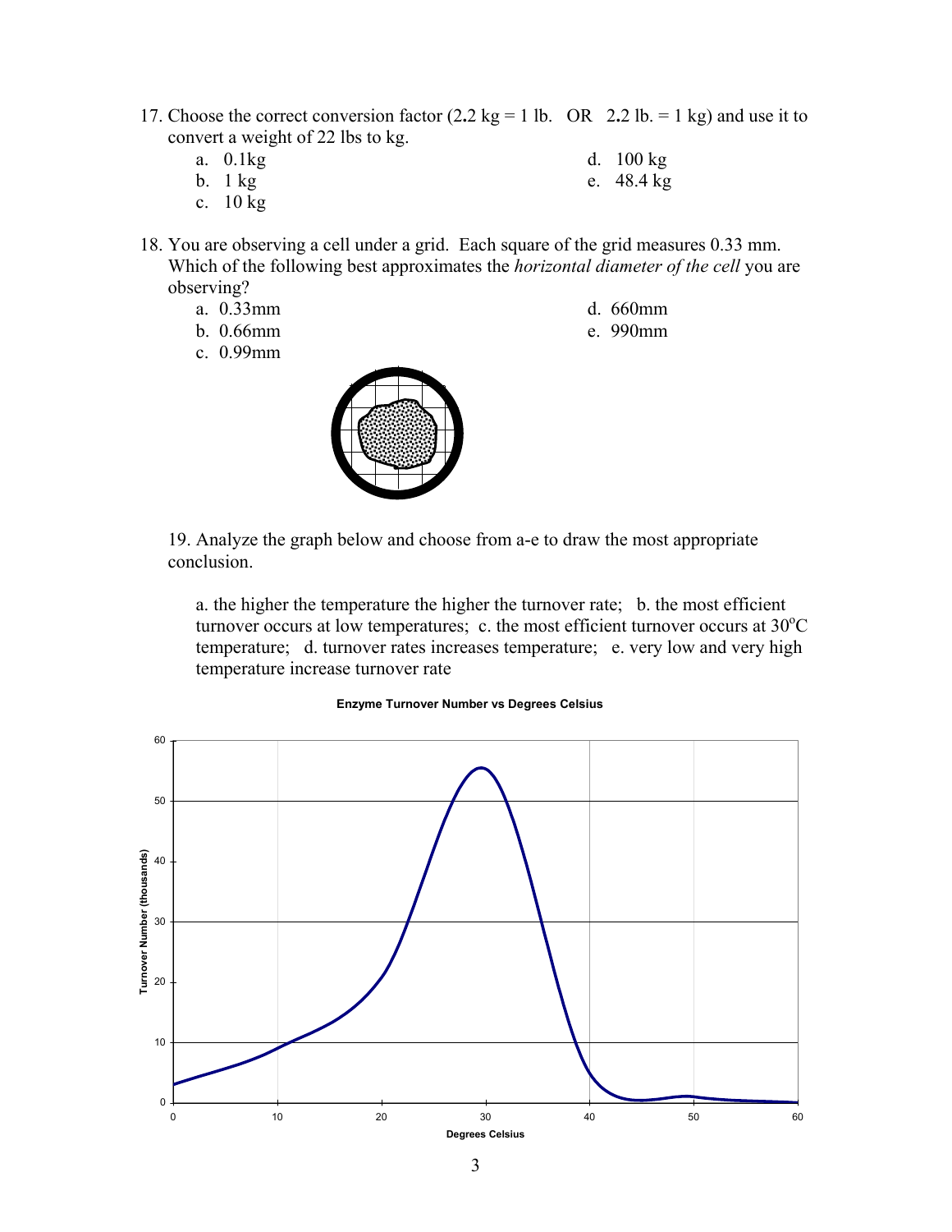17. Choose the correct conversion factor (2.2 kg = 1 lb.   OR   2.2 lb. = 1 kg) and use it to convert a weight of 22 lbs to kg.
    a. 0.1kg
    b. 1 kg
    c. 10 kg
    d. 100 kg
    e. 48.4 kg

18. You are observing a cell under a grid. Each square of the grid measures 0.33 mm. Which of the following best approximates the *horizontal diameter of the cell* you are observing?
    a. 0.33mm
    b. 0.66mm
    c. 0.99mm
    d. 660mm
    e. 990mm

19. Analyze the graph below and choose from a-e to draw the most appropriate conclusion.

    a. the higher the temperature the higher the turnover rate;   b. the most efficient turnover occurs at low temperatures;  c. the most efficient turnover occurs at 30$^{o}$C temperature;   d. turnover rates increases temperature;   e. very low and very high temperature increase turnover rate

**Enzyme Turnover Number vs Degrees Celsius**

Turnover Number (thousands)

Degrees Celsius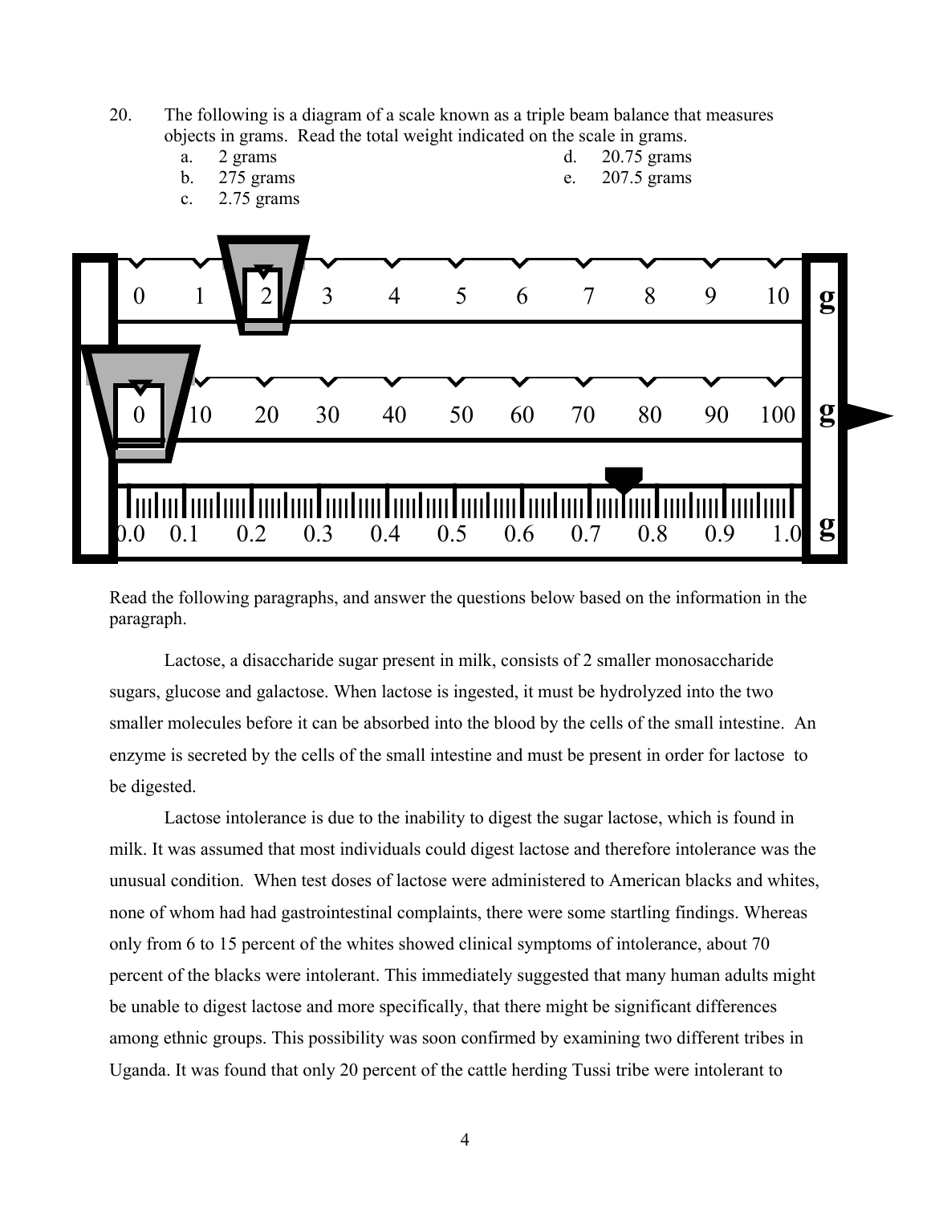20. The following is a diagram of a scale known as a triple beam balance that measures objects in grams. Read the total weight indicated on the scale in grams.
    a. 2 grams
    b. 275 grams
    c. 2.75 grams
    d. 20.75 grams
    e. 207.5 grams

Read the following paragraphs, and answer the questions below based on the information in the paragraph.

Lactose, a disaccharide sugar present in milk, consists of 2 smaller monosaccharide sugars, glucose and galactose. When lactose is ingested, it must be hydrolyzed into the two smaller molecules before it can be absorbed into the blood by the cells of the small intestine. An enzyme is secreted by the cells of the small intestine and must be present in order for lactose to be digested.

Lactose intolerance is due to the inability to digest the sugar lactose, which is found in milk. It was assumed that most individuals could digest lactose and therefore intolerance was the unusual condition. When test doses of lactose were administered to American blacks and whites, none of whom had had gastrointestinal complaints, there were some startling findings. Whereas only from 6 to 15 percent of the whites showed clinical symptoms of intolerance, about 70 percent of the blacks were intolerant. This immediately suggested that many human adults might be unable to digest lactose and more specifically, that there might be significant differences among ethnic groups. This possibility was soon confirmed by examining two different tribes in Uganda. It was found that only 20 percent of the cattle herding Tussi tribe were intolerant to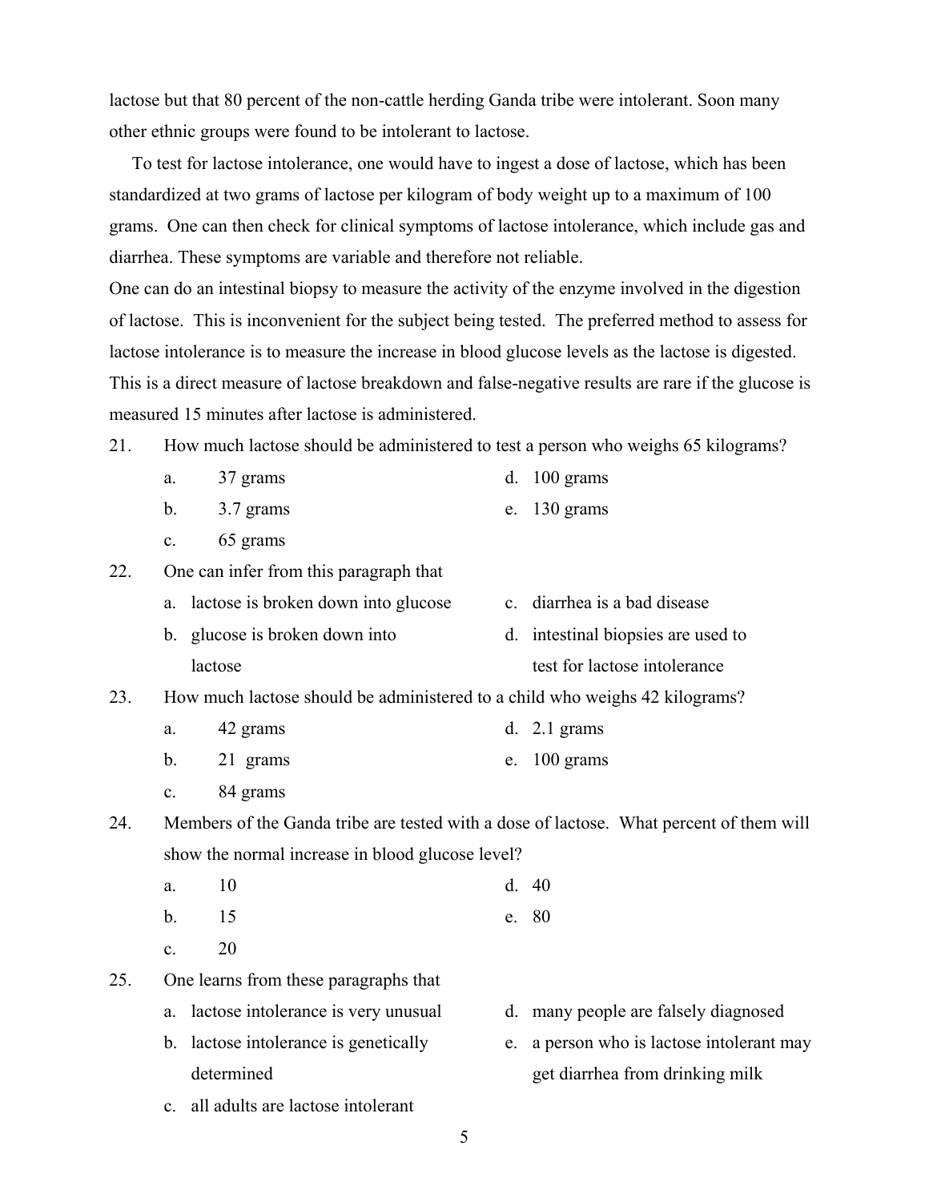lactose but that 80 percent of the non-cattle herding Ganda tribe were intolerant. Soon many other ethnic groups were found to be intolerant to lactose.

To test for lactose intolerance, one would have to ingest a dose of lactose, which has been standardized at two grams of lactose per kilogram of body weight up to a maximum of 100 grams. One can then check for clinical symptoms of lactose intolerance, which include gas and diarrhea. These symptoms are variable and therefore not reliable.

One can do an intestinal biopsy to measure the activity of the enzyme involved in the digestion of lactose. This is inconvenient for the subject being tested. The preferred method to assess for lactose intolerance is to measure the increase in blood glucose levels as the lactose is digested. This is a direct measure of lactose breakdown and false-negative results are rare if the glucose is measured 15 minutes after lactose is administered.

21. How much lactose should be administered to test a person who weighs 65 kilograms?
    - a. 37 grams
    - b. 3.7 grams
    - c. 65 grams
    - d. 100 grams
    - e. 130 grams

22. One can infer from this paragraph that
    - a. lactose is broken down into glucose
    - b. glucose is broken down into lactose
    - c. diarrhea is a bad disease
    - d. intestinal biopsies are used to test for lactose intolerance

23. How much lactose should be administered to a child who weighs 42 kilograms?
    - a. 42 grams
    - b. 21 grams
    - c. 84 grams
    - d. 2.1 grams
    - e. 100 grams

24. Members of the Ganda tribe are tested with a dose of lactose. What percent of them will show the normal increase in blood glucose level?
    - a. 10
    - b. 15
    - c. 20
    - d. 40
    - e. 80

25. One learns from these paragraphs that
    - a. lactose intolerance is very unusual
    - b. lactose intolerance is genetically determined
    - c. all adults are lactose intolerant
    - d. many people are falsely diagnosed
    - e. a person who is lactose intolerant may get diarrhea from drinking milk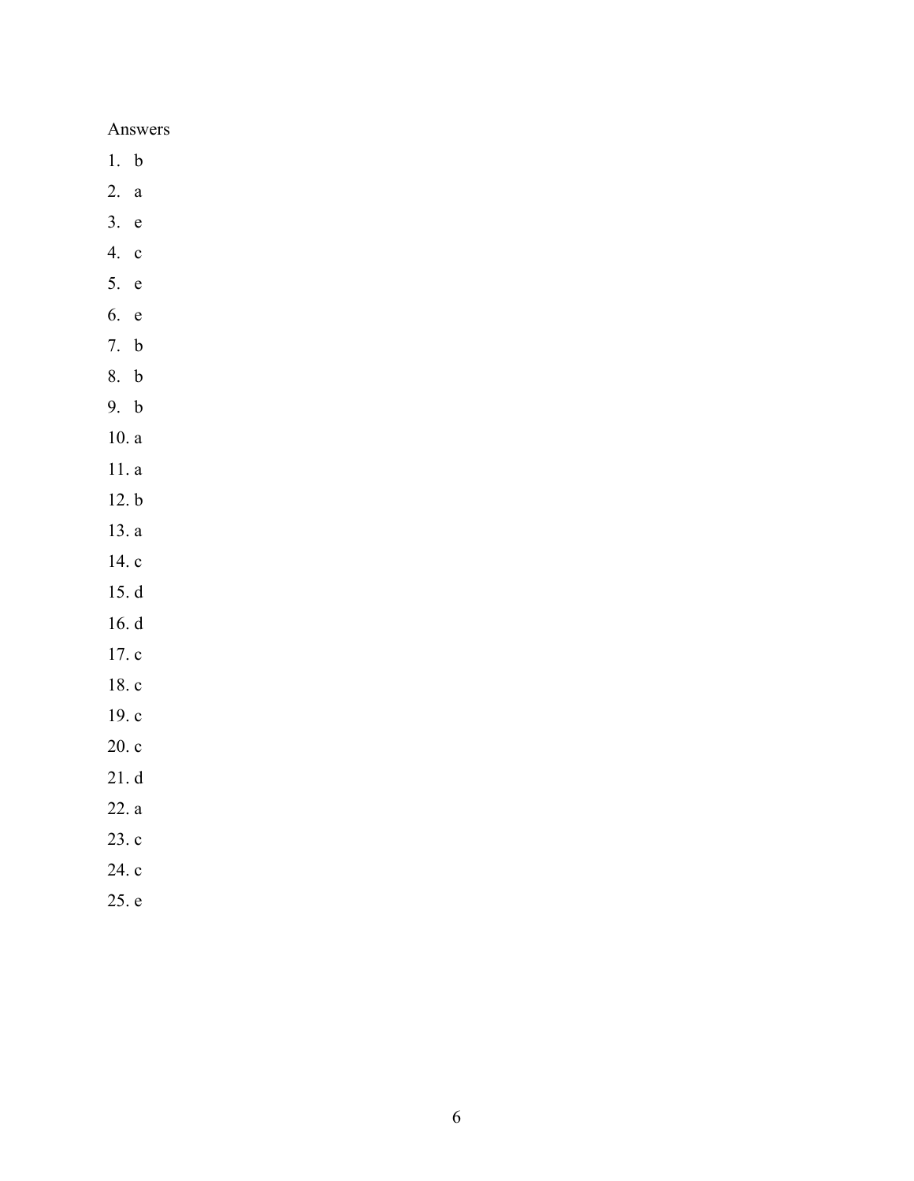Answers

1. b
2. a
3. e
4. c
5. e
6. e
7. b
8. b
9. b
10. a
11. a
12. b
13. a
14. c
15. d
16. d
17. c
18. c
19. c
20. c
21. d
22. a
23. c
24. c
25. e